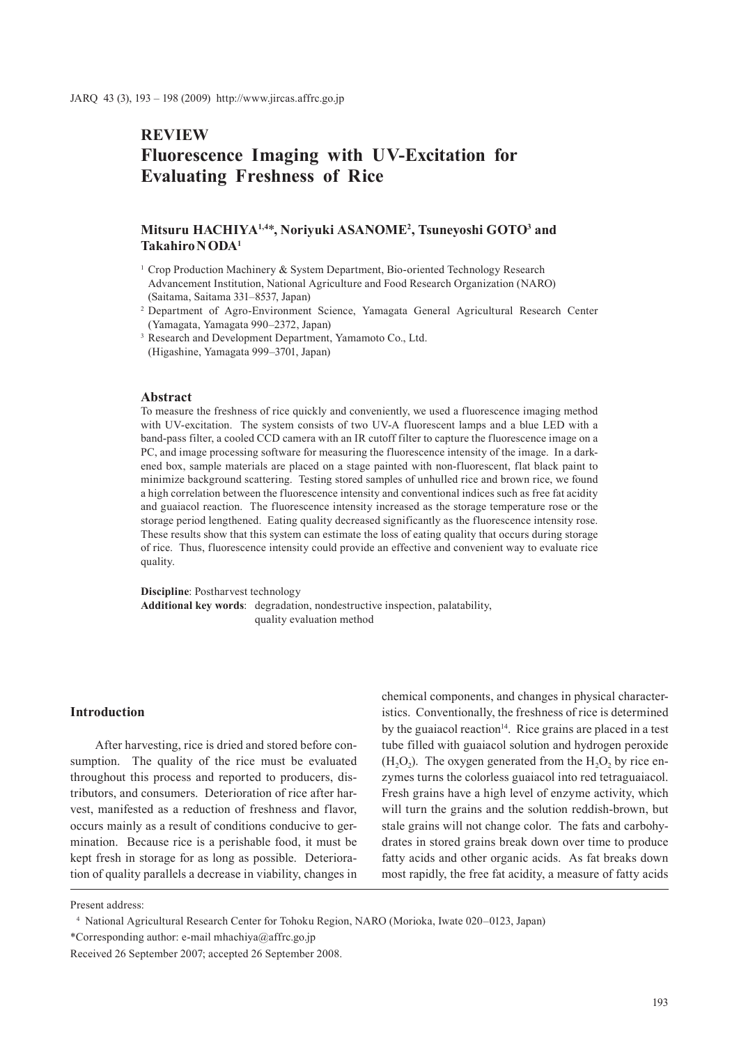## REVIEW

# Fluorescence Imaging with UV-Excitation for Evaluating Freshness of Rice

**Mitsuru HACHIYA[1,4]\*, Noriyuki ASANOME[2], Tsuneyoshi GOTO[3] and Takahiro NODA[1]**

[1] Crop Production Machinery & System Department, Bio-oriented Technology Research Advancement Institution, National Agriculture and Food Research Organization (NARO) (Saitama, Saitama 331–8537, Japan)

[2] Department of Agro-Environment Science, Yamagata General Agricultural Research Center (Yamagata, Yamagata 990–2372, Japan)

[3] Research and Development Department, Yamamoto Co., Ltd. (Higashine, Yamagata 999–3701, Japan)

### Abstract

To measure the freshness of rice quickly and conveniently, we used a fluorescence imaging method with UV-excitation. The system consists of two UV-A fluorescent lamps and a blue LED with a band-pass filter, a cooled CCD camera with an IR cutoff filter to capture the fluorescence image on a PC, and image processing software for measuring the fluorescence intensity of the image. In a darkened box, sample materials are placed on a stage painted with non-fluorescent, flat black paint to minimize background scattering. Testing stored samples of unhulled rice and brown rice, we found a high correlation between the fluorescence intensity and conventional indices such as free fat acidity and guaiacol reaction. The fluorescence intensity increased as the storage temperature rose or the storage period lengthened. Eating quality decreased significantly as the fluorescence intensity rose. These results show that this system can estimate the loss of eating quality that occurs during storage of rice. Thus, fluorescence intensity could provide an effective and convenient way to evaluate rice quality.

**Discipline**: Postharvest technology
**Additional key words**: degradation, nondestructive inspection, palatability, quality evaluation method

## Introduction

After harvesting, rice is dried and stored before consumption. The quality of the rice must be evaluated throughout this process and reported to producers, distributors, and consumers. Deterioration of rice after harvest, manifested as a reduction of freshness and flavor, occurs mainly as a result of conditions conducive to germination. Because rice is a perishable food, it must be kept fresh in storage for as long as possible. Deterioration of quality parallels a decrease in viability, changes in chemical components, and changes in physical characteristics. Conventionally, the freshness of rice is determined by the guaiacol reaction[14]. Rice grains are placed in a test tube filled with guaiacol solution and hydrogen peroxide ($H_2O_2$). The oxygen generated from the $H_2O_2$ by rice enzymes turns the colorless guaiacol into red tetraguaiacol. Fresh grains have a high level of enzyme activity, which will turn the grains and the solution reddish-brown, but stale grains will not change color. The fats and carbohydrates in stored grains break down over time to produce fatty acids and other organic acids. As fat breaks down most rapidly, the free fat acidity, a measure of fatty acids

---

Present address:

[4] National Agricultural Research Center for Tohoku Region, NARO (Morioka, Iwate 020–0123, Japan)

\*Corresponding author: e-mail mhachiya@affrc.go.jp

Received 26 September 2007; accepted 26 September 2008.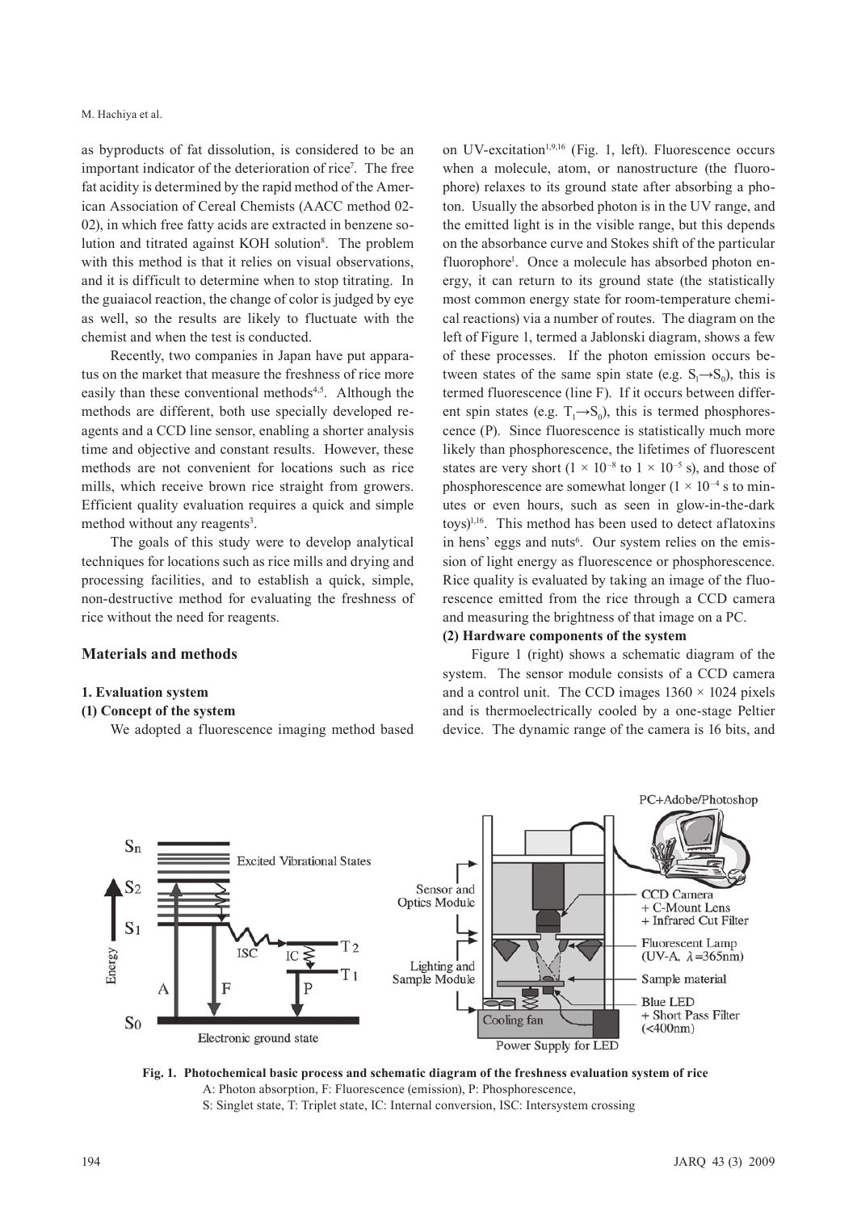as byproducts of fat dissolution, is considered to be an important indicator of the deterioration of rice[7]. The free fat acidity is determined by the rapid method of the American Association of Cereal Chemists (AACC method 02-02), in which free fatty acids are extracted in benzene solution and titrated against KOH solution[8]. The problem with this method is that it relies on visual observations, and it is difficult to determine when to stop titrating. In the guaiacol reaction, the change of color is judged by eye as well, so the results are likely to fluctuate with the chemist and when the test is conducted.

Recently, two companies in Japan have put apparatus on the market that measure the freshness of rice more easily than these conventional methods[4,5]. Although the methods are different, both use specially developed reagents and a CCD line sensor, enabling a shorter analysis time and objective and constant results. However, these methods are not convenient for locations such as rice mills, which receive brown rice straight from growers. Efficient quality evaluation requires a quick and simple method without any reagents[3].

The goals of this study were to develop analytical techniques for locations such as rice mills and drying and processing facilities, and to establish a quick, simple, non-destructive method for evaluating the freshness of rice without the need for reagents.

## Materials and methods

### 1. Evaluation system

#### (1) Concept of the system

We adopted a fluorescence imaging method based on UV-excitation[1,9,16] (Fig. 1, left). Fluorescence occurs when a molecule, atom, or nanostructure (the fluorophore) relaxes to its ground state after absorbing a photon. Usually the absorbed photon is in the UV range, and the emitted light is in the visible range, but this depends on the absorbance curve and Stokes shift of the particular fluorophore[1]. Once a molecule has absorbed photon energy, it can return to its ground state (the statistically most common energy state for room-temperature chemical reactions) via a number of routes. The diagram on the left of Figure 1, termed a Jablonski diagram, shows a few of these processes. If the photon emission occurs between states of the same spin state (e.g. $S_1 \rightarrow S_0$), this is termed fluorescence (line F). If it occurs between different spin states (e.g. $T_1 \rightarrow S_0$), this is termed phosphorescence (P). Since fluorescence is statistically much more likely than phosphorescence, the lifetimes of fluorescent states are very short ($1 \times 10^{-8}$ to $1 \times 10^{-5}$ s), and those of phosphorescence are somewhat longer ($1 \times 10^{-4}$ s to minutes or even hours, such as seen in glow-in-the-dark toys)[1,16]. This method has been used to detect aflatoxins in hens' eggs and nuts[6]. Our system relies on the emission of light energy as fluorescence or phosphorescence. Rice quality is evaluated by taking an image of the fluorescence emitted from the rice through a CCD camera and measuring the brightness of that image on a PC.

#### (2) Hardware components of the system

Figure 1 (right) shows a schematic diagram of the system. The sensor module consists of a CCD camera and a control unit. The CCD images 1360 × 1024 pixels and is thermoelectrically cooled by a one-stage Peltier device. The dynamic range of the camera is 16 bits, and

**Fig. 1. Photochemical basic process and schematic diagram of the freshness evaluation system of rice**

A: Photon absorption, F: Fluorescence (emission), P: Phosphorescence,
S: Singlet state, T: Triplet state, IC: Internal conversion, ISC: Intersystem crossing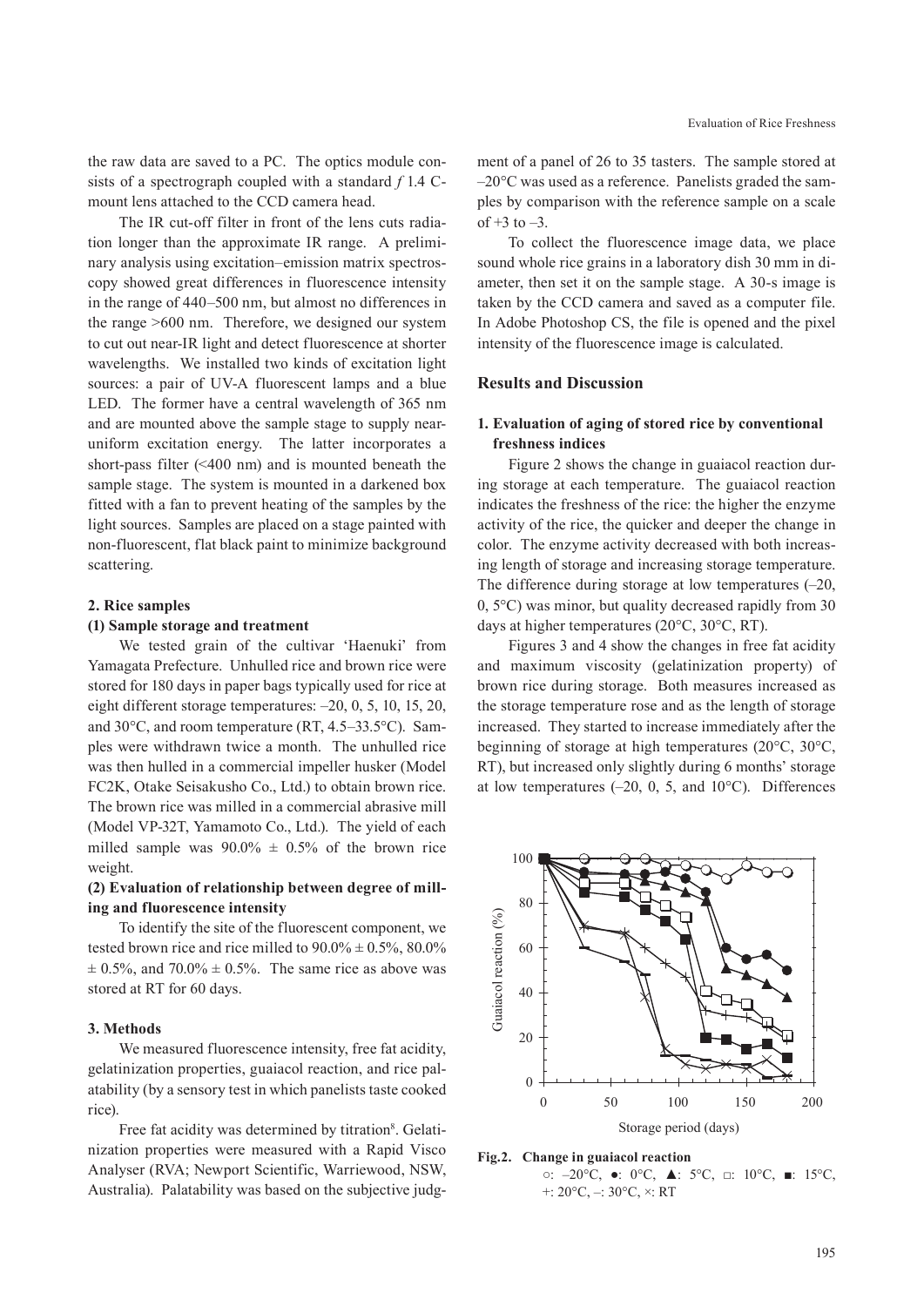the raw data are saved to a PC. The optics module consists of a spectrograph coupled with a standard *f* 1.4 C-mount lens attached to the CCD camera head.

The IR cut-off filter in front of the lens cuts radiation longer than the approximate IR range. A preliminary analysis using excitation–emission matrix spectroscopy showed great differences in fluorescence intensity in the range of 440–500 nm, but almost no differences in the range >600 nm. Therefore, we designed our system to cut out near-IR light and detect fluorescence at shorter wavelengths. We installed two kinds of excitation light sources: a pair of UV-A fluorescent lamps and a blue LED. The former have a central wavelength of 365 nm and are mounted above the sample stage to supply near-uniform excitation energy. The latter incorporates a short-pass filter (<400 nm) and is mounted beneath the sample stage. The system is mounted in a darkened box fitted with a fan to prevent heating of the samples by the light sources. Samples are placed on a stage painted with non-fluorescent, flat black paint to minimize background scattering.

### 2. Rice samples

#### (1) Sample storage and treatment

We tested grain of the cultivar 'Haenuki' from Yamagata Prefecture. Unhulled rice and brown rice were stored for 180 days in paper bags typically used for rice at eight different storage temperatures: –20, 0, 5, 10, 15, 20, and 30°C, and room temperature (RT, 4.5–33.5°C). Samples were withdrawn twice a month. The unhulled rice was then hulled in a commercial impeller husker (Model FC2K, Otake Seisakusho Co., Ltd.) to obtain brown rice. The brown rice was milled in a commercial abrasive mill (Model VP-32T, Yamamoto Co., Ltd.). The yield of each milled sample was 90.0% ± 0.5% of the brown rice weight.

#### (2) Evaluation of relationship between degree of milling and fluorescence intensity

To identify the site of the fluorescent component, we tested brown rice and rice milled to 90.0% ± 0.5%, 80.0% ± 0.5%, and 70.0% ± 0.5%. The same rice as above was stored at RT for 60 days.

### 3. Methods

We measured fluorescence intensity, free fat acidity, gelatinization properties, guaiacol reaction, and rice palatability (by a sensory test in which panelists taste cooked rice).

Free fat acidity was determined by titration[8]. Gelatinization properties were measured with a Rapid Visco Analyser (RVA; Newport Scientific, Warriewood, NSW, Australia). Palatability was based on the subjective judgment of a panel of 26 to 35 tasters. The sample stored at –20°C was used as a reference. Panelists graded the samples by comparison with the reference sample on a scale of +3 to –3.

To collect the fluorescence image data, we place sound whole rice grains in a laboratory dish 30 mm in diameter, then set it on the sample stage. A 30-s image is taken by the CCD camera and saved as a computer file. In Adobe Photoshop CS, the file is opened and the pixel intensity of the fluorescence image is calculated.

## Results and Discussion

### 1. Evaluation of aging of stored rice by conventional freshness indices

Figure 2 shows the change in guaiacol reaction during storage at each temperature. The guaiacol reaction indicates the freshness of the rice: the higher the enzyme activity of the rice, the quicker and deeper the change in color. The enzyme activity decreased with both increasing length of storage and increasing storage temperature. The difference during storage at low temperatures (–20, 0, 5°C) was minor, but quality decreased rapidly from 30 days at higher temperatures (20°C, 30°C, RT).

Figures 3 and 4 show the changes in free fat acidity and maximum viscosity (gelatinization property) of brown rice during storage. Both measures increased as the storage temperature rose and as the length of storage increased. They started to increase immediately after the beginning of storage at high temperatures (20°C, 30°C, RT), but increased only slightly during 6 months' storage at low temperatures (–20, 0, 5, and 10°C). Differences

**Fig.2. Change in guaiacol reaction**
○: –20°C, ●: 0°C, ▲: 5°C, □: 10°C, ■: 15°C, +: 20°C, –: 30°C, ×: RT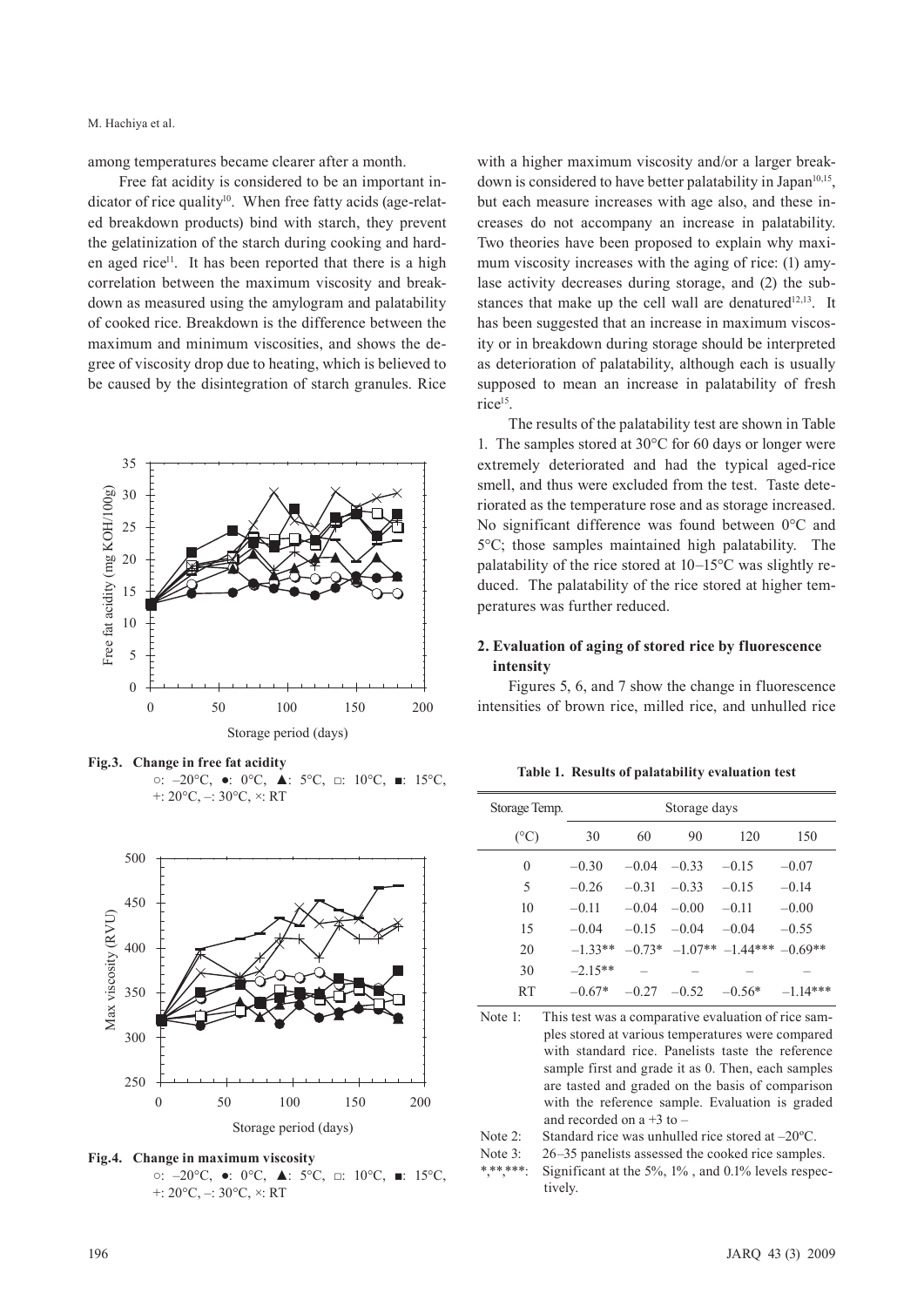among temperatures became clearer after a month.

Free fat acidity is considered to be an important indicator of rice quality[10]. When free fatty acids (age-related breakdown products) bind with starch, they prevent the gelatinization of the starch during cooking and harden aged rice[11]. It has been reported that there is a high correlation between the maximum viscosity and breakdown as measured using the amylogram and palatability of cooked rice. Breakdown is the difference between the maximum and minimum viscosities, and shows the degree of viscosity drop due to heating, which is believed to be caused by the disintegration of starch granules. Rice with a higher maximum viscosity and/or a larger breakdown is considered to have better palatability in Japan[10,15], but each measure increases with age also, and these increases do not accompany an increase in palatability. Two theories have been proposed to explain why maximum viscosity increases with the aging of rice: (1) amylase activity decreases during storage, and (2) the substances that make up the cell wall are denatured[12,13]. It has been suggested that an increase in maximum viscosity or in breakdown during storage should be interpreted as deterioration of palatability, although each is usually supposed to mean an increase in palatability of fresh rice[15].

**Fig.3. Change in free fat acidity**
○: –20°C, ●: 0°C, ▲: 5°C, □: 10°C, ■: 15°C, +: 20°C, –: 30°C, ×: RT

**Fig.4. Change in maximum viscosity**
○: –20°C, ●: 0°C, ▲: 5°C, □: 10°C, ■: 15°C, +: 20°C, –: 30°C, ×: RT

The results of the palatability test are shown in Table 1. The samples stored at 30°C for 60 days or longer were extremely deteriorated and had the typical aged-rice smell, and thus were excluded from the test. Taste deteriorated as the temperature rose and as storage increased. No significant difference was found between 0°C and 5°C; those samples maintained high palatability. The palatability of the rice stored at 10–15°C was slightly reduced. The palatability of the rice stored at higher temperatures was further reduced.

## 2. Evaluation of aging of stored rice by fluorescence intensity

Figures 5, 6, and 7 show the change in fluorescence intensities of brown rice, milled rice, and unhulled rice

**Table 1. Results of palatability evaluation test**

| Storage Temp. (°C) | Storage days 30 | 60 | 90 | 120 | 150 |
|---|---|---|---|---|---|
| 0 | –0.30 | –0.04 | –0.33 | –0.15 | –0.07 |
| 5 | –0.26 | –0.31 | –0.33 | –0.15 | –0.14 |
| 10 | –0.11 | –0.04 | –0.00 | –0.11 | –0.00 |
| 15 | –0.04 | –0.15 | –0.04 | –0.04 | –0.55 |
| 20 | –1.33** | –0.73* | –1.07** | –1.44*** | –0.69** |
| 30 | –2.15** | – | – | – | – |
| RT | –0.67* | –0.27 | –0.52 | –0.56* | –1.14*** |

Note 1: This test was a comparative evaluation of rice samples stored at various temperatures were compared with standard rice. Panelists taste the reference sample first and grade it as 0. Then, each samples are tasted and graded on the basis of comparison with the reference sample. Evaluation is graded and recorded on a +3 to –

Note 2: Standard rice was unhulled rice stored at –20°C.

Note 3: 26–35 panelists assessed the cooked rice samples.

*,**,***: Significant at the 5%, 1% , and 0.1% levels respectively.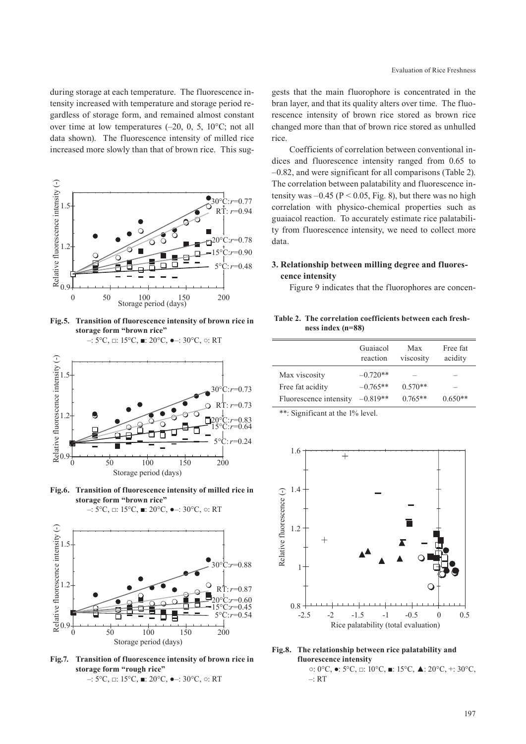during storage at each temperature. The fluorescence intensity increased with temperature and storage period regardless of storage form, and remained almost constant over time at low temperatures (–20, 0, 5, 10°C; not all data shown). The fluorescence intensity of milled rice increased more slowly than that of brown rice. This suggests that the main fluorophore is concentrated in the bran layer, and that its quality alters over time. The fluorescence intensity of brown rice stored as brown rice changed more than that of brown rice stored as unhulled rice.

**Fig.5. Transition of fluorescence intensity of brown rice in storage form "brown rice"**
–: 5°C, □: 15°C, ■: 20°C, ●–: 30°C, ○: RT

**Fig.6. Transition of fluorescence intensity of milled rice in storage form "brown rice"**
–: 5°C, □: 15°C, ■: 20°C, ●–: 30°C, ○: RT

**Fig.7. Transition of fluorescence intensity of brown rice in storage form "rough rice"**
–: 5°C, □: 15°C, ■: 20°C, ●–: 30°C, ○: RT

Coefficients of correlation between conventional indices and fluorescence intensity ranged from 0.65 to –0.82, and were significant for all comparisons (Table 2). The correlation between palatability and fluorescence intensity was –0.45 ($P < 0.05$, Fig. 8), but there was no high correlation with physico-chemical properties such as guaiacol reaction. To accurately estimate rice palatability from fluorescence intensity, we need to collect more data.

### 3. Relationship between milling degree and fluorescence intensity

Figure 9 indicates that the fluorophores are concen-

**Table 2. The correlation coefficients between each freshness index (n=88)**

| | Guaiacol reaction | Max viscosity | Free fat acidity |
|---|---|---|---|
| Max viscosity | –0.720** | – | – |
| Free fat acidity | –0.765** | 0.570** | – |
| Fluorescence intensity | –0.819** | 0.765** | 0.650** |

**: Significant at the 1% level.

**Fig.8. The relationship between rice palatability and fluorescence intensity**
○: 0°C, ●: 5°C, □: 10°C, ■: 15°C, ▲: 20°C, +: 30°C, –: RT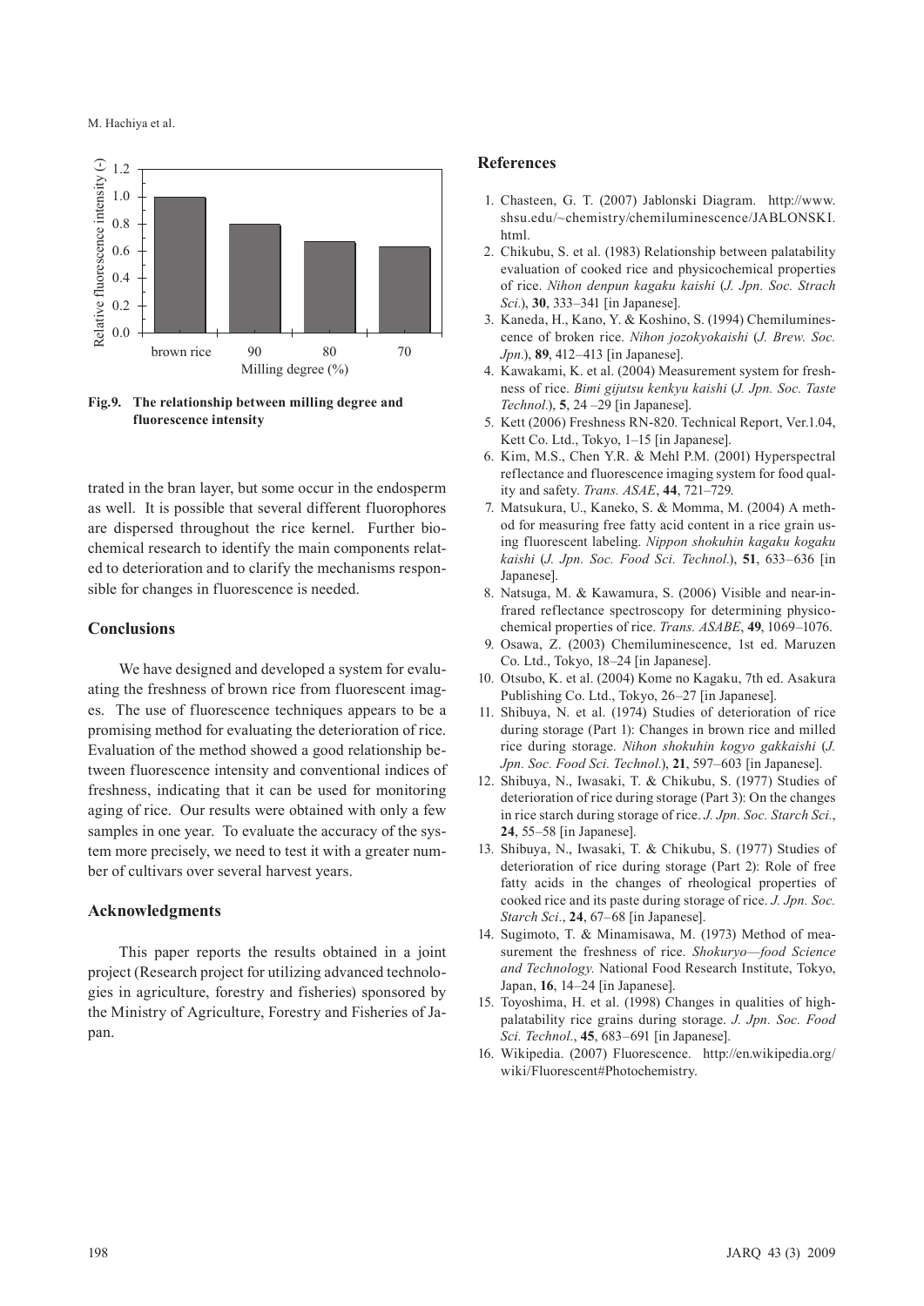Relative fluorescence intensity (-)

1.2
1.0
0.8
0.6
0.4
0.2
0.0

brown rice
90
80
70

Milling degree (%)

**Fig.9. The relationship between milling degree and fluorescence intensity**

trated in the bran layer, but some occur in the endosperm as well. It is possible that several different fluorophores are dispersed throughout the rice kernel. Further biochemical research to identify the main components related to deterioration and to clarify the mechanisms responsible for changes in fluorescence is needed.

## Conclusions

We have designed and developed a system for evaluating the freshness of brown rice from fluorescent images. The use of fluorescence techniques appears to be a promising method for evaluating the deterioration of rice. Evaluation of the method showed a good relationship between fluorescence intensity and conventional indices of freshness, indicating that it can be used for monitoring aging of rice. Our results were obtained with only a few samples in one year. To evaluate the accuracy of the system more precisely, we need to test it with a greater number of cultivars over several harvest years.

## Acknowledgments

This paper reports the results obtained in a joint project (Research project for utilizing advanced technologies in agriculture, forestry and fisheries) sponsored by the Ministry of Agriculture, Forestry and Fisheries of Japan.

## References

1. Chasteen, G. T. (2007) Jablonski Diagram. http://www.shsu.edu/~chemistry/chemiluminescence/JABLONSKI.html.
2. Chikubu, S. et al. (1983) Relationship between palatability evaluation of cooked rice and physicochemical properties of rice. *Nihon denpun kagaku kaishi* (*J. Jpn. Soc. Strach Sci.*), **30**, 333–341 [in Japanese].
3. Kaneda, H., Kano, Y. & Koshino, S. (1994) Chemiluminescence of broken rice. *Nihon jozokyokaishi* (*J. Brew. Soc. Jpn.*), **89**, 412–413 [in Japanese].
4. Kawakami, K. et al. (2004) Measurement system for freshness of rice. *Bimi gijutsu kenkyu kaishi* (*J. Jpn. Soc. Taste Technol.*), **5**, 24 –29 [in Japanese].
5. Kett (2006) Freshness RN-820. Technical Report, Ver.1.04, Kett Co. Ltd., Tokyo, 1–15 [in Japanese].
6. Kim, M.S., Chen Y.R. & Mehl P.M. (2001) Hyperspectral reflectance and fluorescence imaging system for food quality and safety. *Trans. ASAE*, **44**, 721–729.
7. Matsukura, U., Kaneko, S. & Momma, M. (2004) A method for measuring free fatty acid content in a rice grain using fluorescent labeling. *Nippon shokuhin kagaku kogaku kaishi* (*J. Jpn. Soc. Food Sci. Technol.*), **51**, 633–636 [in Japanese].
8. Natsuga, M. & Kawamura, S. (2006) Visible and near-infrared reflectance spectroscopy for determining physicochemical properties of rice. *Trans. ASABE*, **49**, 1069–1076.
9. Osawa, Z. (2003) Chemiluminescence, 1st ed. Maruzen Co. Ltd., Tokyo, 18–24 [in Japanese].
10. Otsubo, K. et al. (2004) Kome no Kagaku, 7th ed. Asakura Publishing Co. Ltd., Tokyo, 26–27 [in Japanese].
11. Shibuya, N. et al. (1974) Studies of deterioration of rice during storage (Part 1): Changes in brown rice and milled rice during storage. *Nihon shokuhin kogyo gakkaishi* (*J. Jpn. Soc. Food Sci. Technol.*), **21**, 597–603 [in Japanese].
12. Shibuya, N., Iwasaki, T. & Chikubu, S. (1977) Studies of deterioration of rice during storage (Part 3): On the changes in rice starch during storage of rice. *J. Jpn. Soc. Starch Sci.*, **24**, 55–58 [in Japanese].
13. Shibuya, N., Iwasaki, T. & Chikubu, S. (1977) Studies of deterioration of rice during storage (Part 2): Role of free fatty acids in the changes of rheological properties of cooked rice and its paste during storage of rice. *J. Jpn. Soc. Starch Sci.*, **24**, 67–68 [in Japanese].
14. Sugimoto, T. & Minamisawa, M. (1973) Method of measurement the freshness of rice. *Shokuryo—food Science and Technology.* National Food Research Institute, Tokyo, Japan, **16**, 14–24 [in Japanese].
15. Toyoshima, H. et al. (1998) Changes in qualities of high-palatability rice grains during storage. *J. Jpn. Soc. Food Sci. Technol.*, **45**, 683–691 [in Japanese].
16. Wikipedia. (2007) Fluorescence. http://en.wikipedia.org/wiki/Fluorescent#Photochemistry.